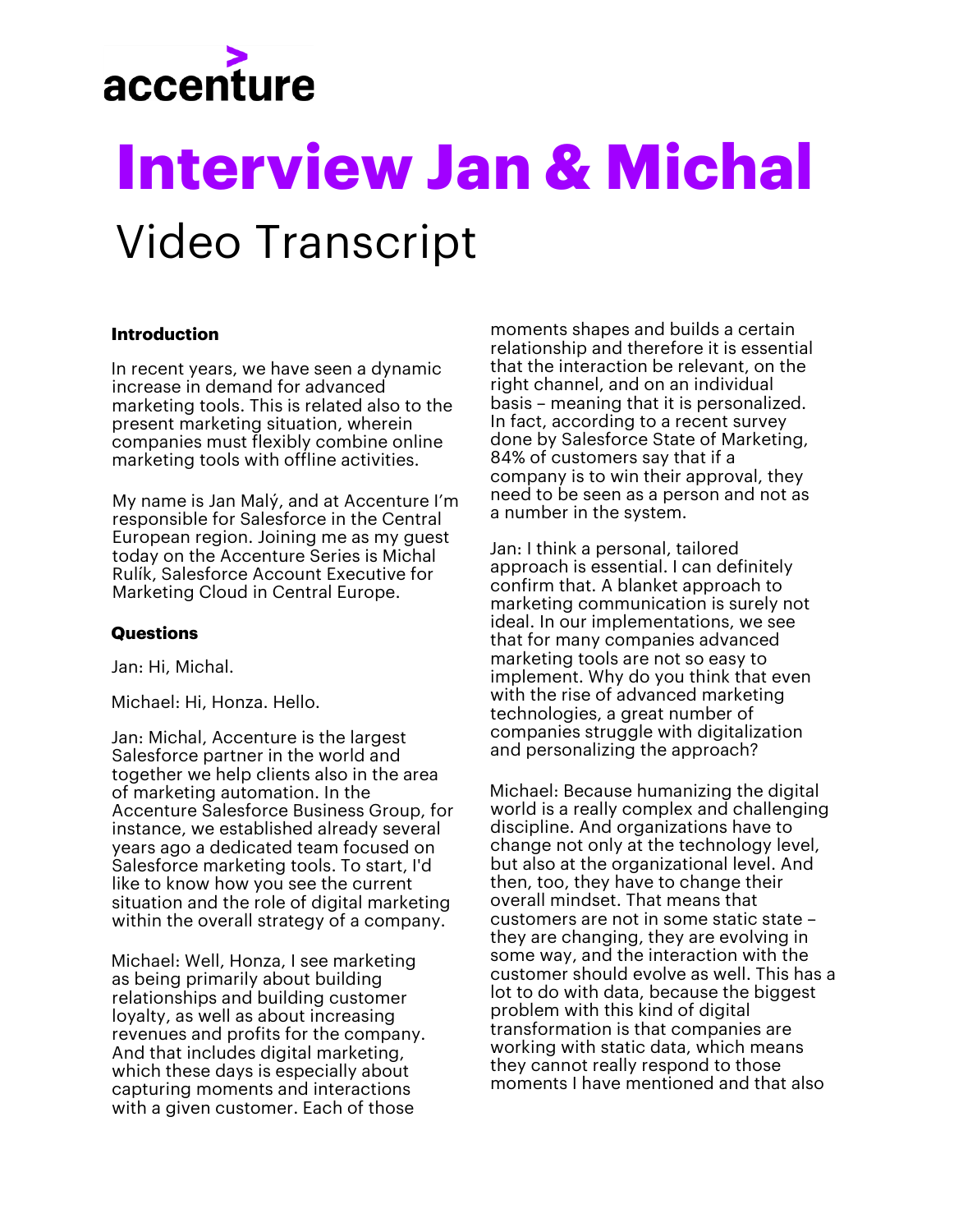accenture

# Interview Jan & Michal

## Video Transcript

**Introduction**

In recent years, we have seen a dynamic increase in demand for advanced marketing tools. This is related also to the present marketing situation, wherein companies must flexibly combine online marketing tools with offline activities.

My name is Jan Malý, and at Accenture I'm responsible for Salesforce in the Central European region. Joining me as my guest today on the Accenture Series is Michal Rulík, Salesforce Account Executive for Marketing Cloud in Central Europe.

**Questions**

Jan: Hi, Michal.

Michael: Hi, Honza. Hello.

Jan: Michal, Accenture is the largest Salesforce partner in the world and together we help clients also in the area of marketing automation. In the Accenture Salesforce Business Group, for instance, we established already several years ago a dedicated team focused on Salesforce marketing tools. To start, I'd like to know how you see the current situation and the role of digital marketing within the overall strategy of a company.

Michael: Well, Honza, I see marketing as being primarily about building relationships and building customer loyalty, as well as about increasing revenues and profits for the company. And that includes digital marketing, which these days is especially about capturing moments and interactions with a given customer. Each of those moments shapes and builds a certain relationship and therefore it is essential that the interaction be relevant, on the right channel, and on an individual basis – meaning that it is personalized. In fact, according to a recent survey done by Salesforce State of Marketing, 84% of customers say that if a company is to win their approval, they need to be seen as a person and not as a number in the system.

Jan: I think a personal, tailored approach is essential. I can definitely confirm that. A blanket approach to marketing communication is surely not ideal. In our implementations, we see that for many companies advanced marketing tools are not so easy to implement. Why do you think that even with the rise of advanced marketing technologies, a great number of companies struggle with digitalization and personalizing the approach?

Michael: Because humanizing the digital world is a really complex and challenging discipline. And organizations have to change not only at the technology level, but also at the organizational level. And then, too, they have to change their overall mindset. That means that customers are not in some static state – they are changing, they are evolving in some way, and the interaction with the customer should evolve as well. This has a lot to do with data, because the biggest problem with this kind of digital transformation is that companies are working with static data, which means they cannot really respond to those moments I have mentioned and that also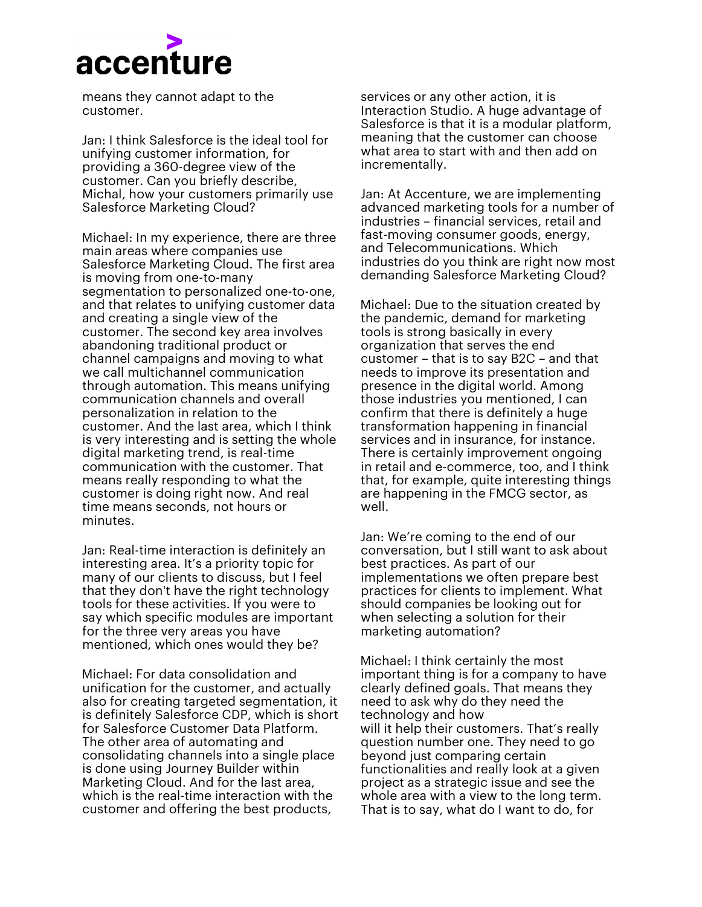means they cannot adapt to the customer.

Jan: I think Salesforce is the ideal tool for unifying customer information, for providing a 360-degree view of the customer. Can you briefly describe, Michal, how your customers primarily use Salesforce Marketing Cloud?

Michael: In my experience, there are three main areas where companies use Salesforce Marketing Cloud. The first area is moving from one-to-many segmentation to personalized one-to-one, and that relates to unifying customer data and creating a single view of the customer. The second key area involves abandoning traditional product or channel campaigns and moving to what we call multichannel communication through automation. This means unifying communication channels and overall personalization in relation to the customer. And the last area, which I think is very interesting and is setting the whole digital marketing trend, is real-time communication with the customer. That means really responding to what the customer is doing right now. And real time means seconds, not hours or minutes.

Jan: Real-time interaction is definitely an interesting area. It's a priority topic for many of our clients to discuss, but I feel that they don't have the right technology tools for these activities. If you were to say which specific modules are important for the three very areas you have mentioned, which ones would they be?

Michael: For data consolidation and unification for the customer, and actually also for creating targeted segmentation, it is definitely Salesforce CDP, which is short for Salesforce Customer Data Platform. The other area of automating and consolidating channels into a single place is done using Journey Builder within Marketing Cloud. And for the last area, which is the real-time interaction with the customer and offering the best products, services or any other action, it is Interaction Studio. A huge advantage of Salesforce is that it is a modular platform, meaning that the customer can choose what area to start with and then add on incrementally.

Jan: At Accenture, we are implementing advanced marketing tools for a number of industries – financial services, retail and fast-moving consumer goods, energy, and Telecommunications. Which industries do you think are right now most demanding Salesforce Marketing Cloud?

Michael: Due to the situation created by the pandemic, demand for marketing tools is strong basically in every organization that serves the end customer – that is to say B2C – and that needs to improve its presentation and presence in the digital world. Among those industries you mentioned, I can confirm that there is definitely a huge transformation happening in financial services and in insurance, for instance. There is certainly improvement ongoing in retail and e-commerce, too, and I think that, for example, quite interesting things are happening in the FMCG sector, as well.

Jan: We're coming to the end of our conversation, but I still want to ask about best practices. As part of our implementations we often prepare best practices for clients to implement. What should companies be looking out for when selecting a solution for their marketing automation?

Michael: I think certainly the most important thing is for a company to have clearly defined goals. That means they need to ask why do they need the technology and how will it help their customers. That's really question number one. They need to go beyond just comparing certain functionalities and really look at a given project as a strategic issue and see the whole area with a view to the long term. That is to say, what do I want to do, for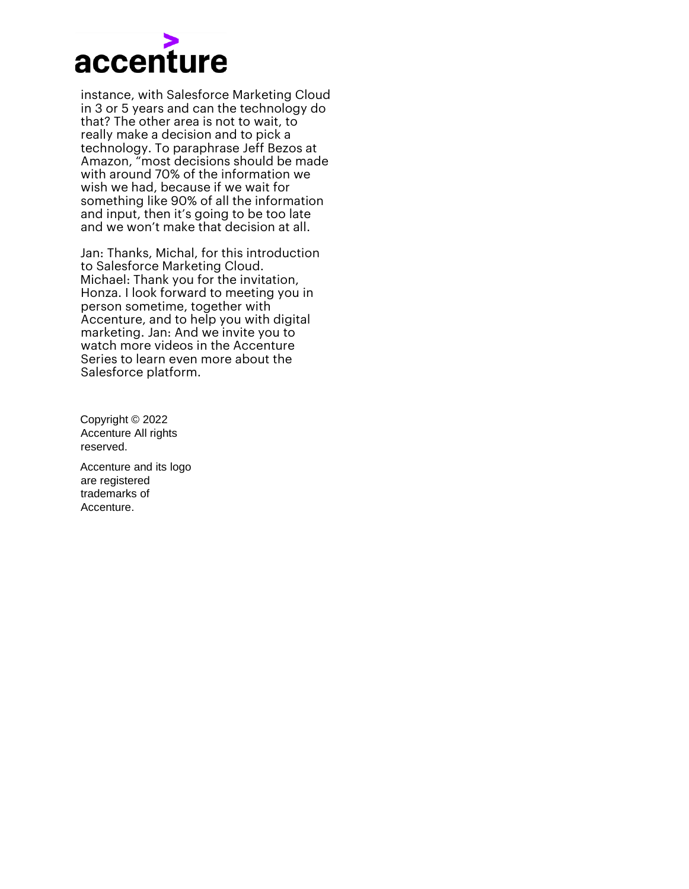instance, with Salesforce Marketing Cloud in 3 or 5 years and can the technology do that? The other area is not to wait, to really make a decision and to pick a technology. To paraphrase Jeff Bezos at Amazon, "most decisions should be made with around 70% of the information we wish we had, because if we wait for something like 90% of all the information and input, then it's going to be too late and we won't make that decision at all.

Jan: Thanks, Michal, for this introduction to Salesforce Marketing Cloud. Michael: Thank you for the invitation, Honza. I look forward to meeting you in person sometime, together with Accenture, and to help you with digital marketing. Jan: And we invite you to watch more videos in the Accenture Series to learn even more about the Salesforce platform.

Copyright © 2022 Accenture All rights reserved.

Accenture and its logo are registered trademarks of Accenture.